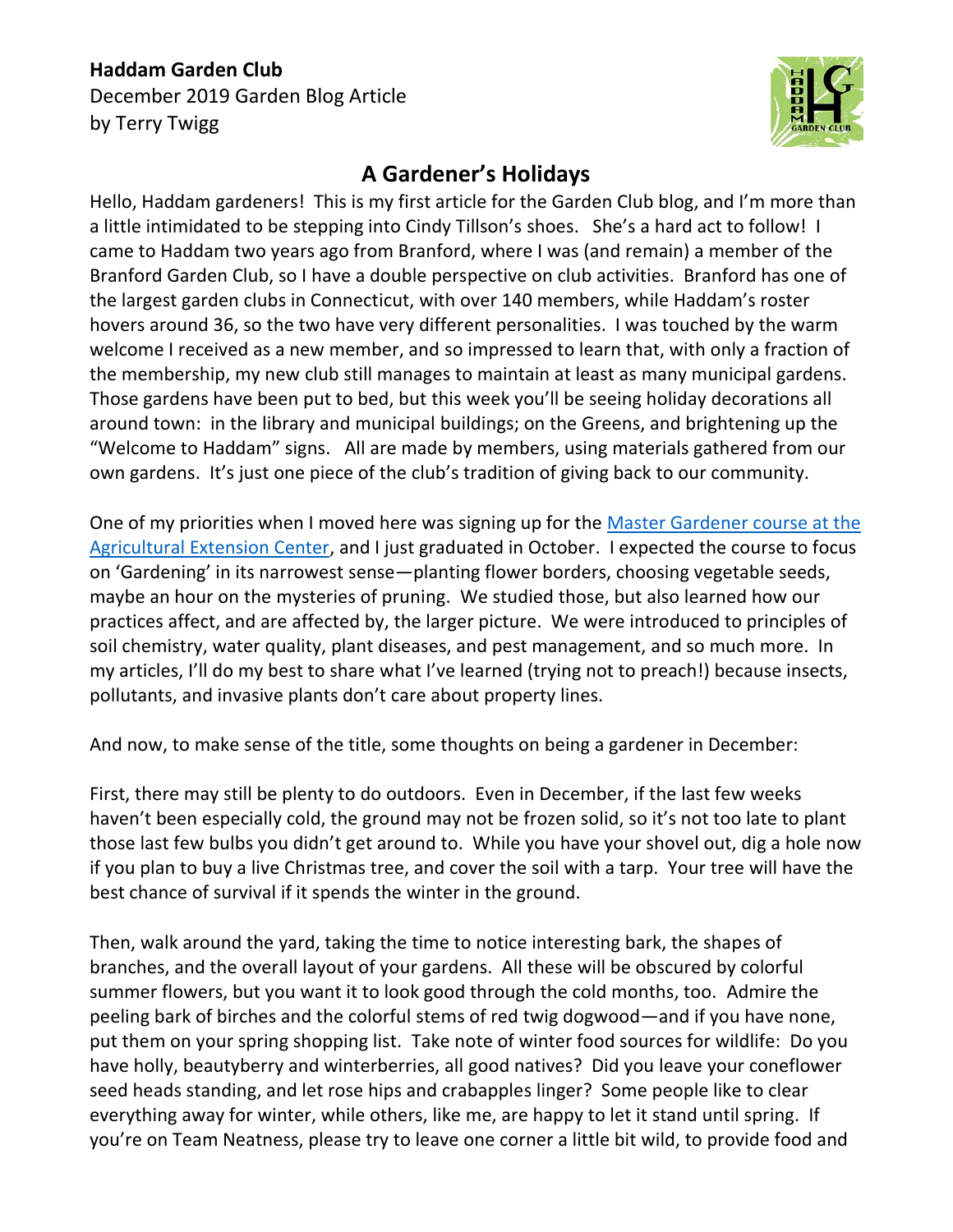**Haddam Garden Club**
December 2019 Garden Blog Article
by Terry Twigg

## A Gardener's Holidays

Hello, Haddam gardeners! This is my first article for the Garden Club blog, and I'm more than a little intimidated to be stepping into Cindy Tillson's shoes. She's a hard act to follow! I came to Haddam two years ago from Branford, where I was (and remain) a member of the Branford Garden Club, so I have a double perspective on club activities. Branford has one of the largest garden clubs in Connecticut, with over 140 members, while Haddam's roster hovers around 36, so the two have very different personalities. I was touched by the warm welcome I received as a new member, and so impressed to learn that, with only a fraction of the membership, my new club still manages to maintain at least as many municipal gardens. Those gardens have been put to bed, but this week you'll be seeing holiday decorations all around town: in the library and municipal buildings; on the Greens, and brightening up the "Welcome to Haddam" signs. All are made by members, using materials gathered from our own gardens. It's just one piece of the club's tradition of giving back to our community.

One of my priorities when I moved here was signing up for the [Master Gardener course at the Agricultural Extension Center](), and I just graduated in October. I expected the course to focus on 'Gardening' in its narrowest sense—planting flower borders, choosing vegetable seeds, maybe an hour on the mysteries of pruning. We studied those, but also learned how our practices affect, and are affected by, the larger picture. We were introduced to principles of soil chemistry, water quality, plant diseases, and pest management, and so much more. In my articles, I'll do my best to share what I've learned (trying not to preach!) because insects, pollutants, and invasive plants don't care about property lines.

And now, to make sense of the title, some thoughts on being a gardener in December:

First, there may still be plenty to do outdoors. Even in December, if the last few weeks haven't been especially cold, the ground may not be frozen solid, so it's not too late to plant those last few bulbs you didn't get around to. While you have your shovel out, dig a hole now if you plan to buy a live Christmas tree, and cover the soil with a tarp. Your tree will have the best chance of survival if it spends the winter in the ground.

Then, walk around the yard, taking the time to notice interesting bark, the shapes of branches, and the overall layout of your gardens. All these will be obscured by colorful summer flowers, but you want it to look good through the cold months, too. Admire the peeling bark of birches and the colorful stems of red twig dogwood—and if you have none, put them on your spring shopping list. Take note of winter food sources for wildlife: Do you have holly, beautyberry and winterberries, all good natives? Did you leave your coneflower seed heads standing, and let rose hips and crabapples linger? Some people like to clear everything away for winter, while others, like me, are happy to let it stand until spring. If you're on Team Neatness, please try to leave one corner a little bit wild, to provide food and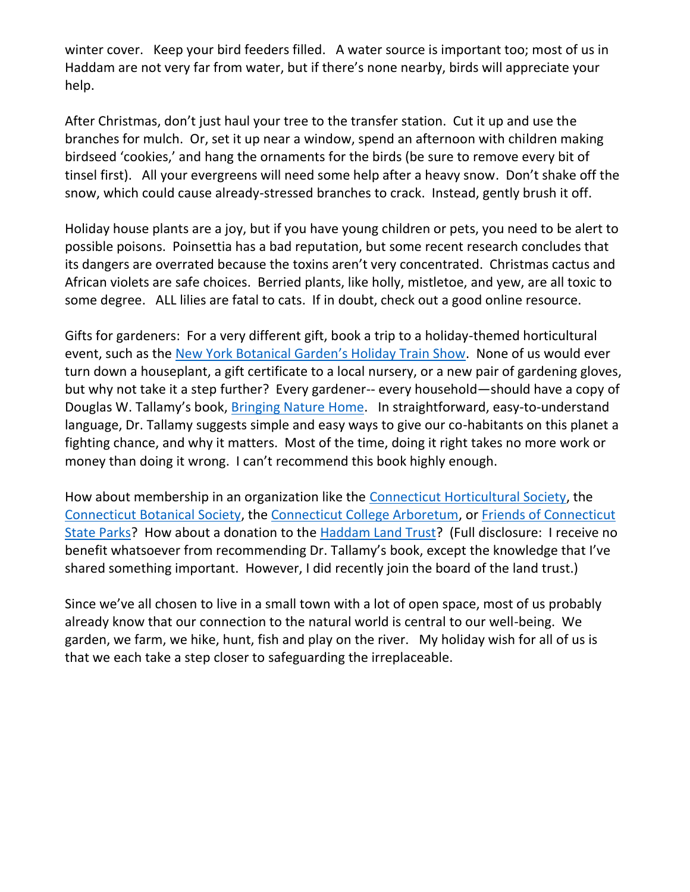winter cover. Keep your bird feeders filled. A water source is important too; most of us in Haddam are not very far from water, but if there's none nearby, birds will appreciate your help.

After Christmas, don't just haul your tree to the transfer station. Cut it up and use the branches for mulch. Or, set it up near a window, spend an afternoon with children making birdseed 'cookies,' and hang the ornaments for the birds (be sure to remove every bit of tinsel first). All your evergreens will need some help after a heavy snow. Don't shake off the snow, which could cause already-stressed branches to crack. Instead, gently brush it off.

Holiday house plants are a joy, but if you have young children or pets, you need to be alert to possible poisons. Poinsettia has a bad reputation, but some recent research concludes that its dangers are overrated because the toxins aren't very concentrated. Christmas cactus and African violets are safe choices. Berried plants, like holly, mistletoe, and yew, are all toxic to some degree. ALL lilies are fatal to cats. If in doubt, check out a good online resource.

Gifts for gardeners: For a very different gift, book a trip to a holiday-themed horticultural event, such as the New York Botanical Garden's Holiday Train Show. None of us would ever turn down a houseplant, a gift certificate to a local nursery, or a new pair of gardening gloves, but why not take it a step further? Every gardener-- every household—should have a copy of Douglas W. Tallamy's book, Bringing Nature Home. In straightforward, easy-to-understand language, Dr. Tallamy suggests simple and easy ways to give our co-habitants on this planet a fighting chance, and why it matters. Most of the time, doing it right takes no more work or money than doing it wrong. I can't recommend this book highly enough.

How about membership in an organization like the Connecticut Horticultural Society, the Connecticut Botanical Society, the Connecticut College Arboretum, or Friends of Connecticut State Parks? How about a donation to the Haddam Land Trust? (Full disclosure: I receive no benefit whatsoever from recommending Dr. Tallamy's book, except the knowledge that I've shared something important. However, I did recently join the board of the land trust.)

Since we've all chosen to live in a small town with a lot of open space, most of us probably already know that our connection to the natural world is central to our well-being. We garden, we farm, we hike, hunt, fish and play on the river. My holiday wish for all of us is that we each take a step closer to safeguarding the irreplaceable.